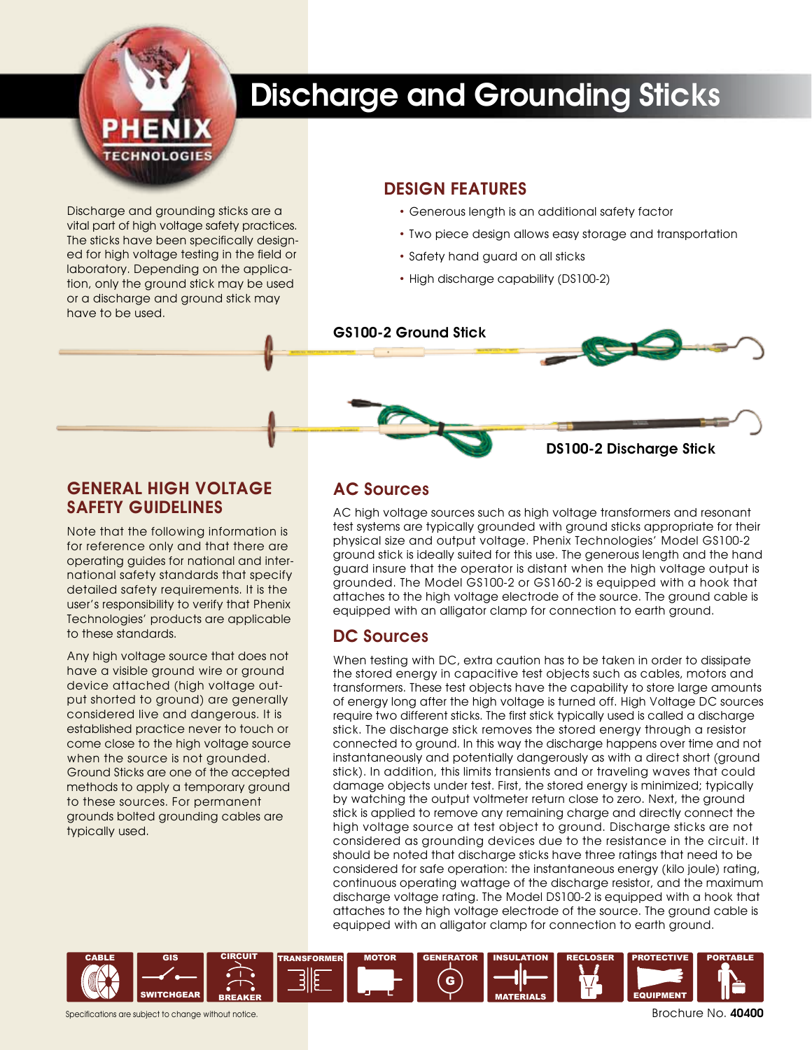# Discharge and Grounding Sticks

Discharge and grounding sticks are a vital part of high voltage safety practices. The sticks have been specifically designed for high voltage testing in the field or laboratory. Depending on the application, only the ground stick may be used or a discharge and ground stick may have to be used.

## DESIGN FEATURES

- Generous length is an additional safety factor
- Two piece design allows easy storage and transportation
- Safety hand guard on all sticks
- High discharge capability (DS100-2)

**GS100-2 Ground Stick**

**DS100-2 Discharge Stick**

## GENERAL HIGH VOLTAGE SAFETY GUIDELINES

Note that the following information is for reference only and that there are operating guides for national and international safety standards that specify detailed safety requirements. It is the user's responsibility to verify that Phenix Technologies' products are applicable to these standards.

Any high voltage source that does not have a visible ground wire or ground device attached (high voltage output shorted to ground) are generally considered live and dangerous. It is established practice never to touch or come close to the high voltage source when the source is not grounded. Ground Sticks are one of the accepted methods to apply a temporary ground to these sources. For permanent grounds bolted grounding cables are typically used.

## AC Sources

AC high voltage sources such as high voltage transformers and resonant test systems are typically grounded with ground sticks appropriate for their physical size and output voltage. Phenix Technologies' Model GS100-2 ground stick is ideally suited for this use. The generous length and the hand guard insure that the operator is distant when the high voltage output is grounded. The Model GS100-2 or GS160-2 is equipped with a hook that attaches to the high voltage electrode of the source. The ground cable is equipped with an alligator clamp for connection to earth ground.

## DC Sources

When testing with DC, extra caution has to be taken in order to dissipate the stored energy in capacitive test objects such as cables, motors and transformers. These test objects have the capability to store large amounts of energy long after the high voltage is turned off. High Voltage DC sources require two different sticks. The first stick typically used is called a discharge stick. The discharge stick removes the stored energy through a resistor connected to ground. In this way the discharge happens over time and not instantaneously and potentially dangerously as with a direct short (ground stick). In addition, this limits transients and or traveling waves that could damage objects under test. First, the stored energy is minimized; typically by watching the output voltmeter return close to zero. Next, the ground stick is applied to remove any remaining charge and directly connect the high voltage source at test object to ground. Discharge sticks are not considered as grounding devices due to the resistance in the circuit. It should be noted that discharge sticks have three ratings that need to be considered for safe operation: the instantaneous energy (kilo joule) rating, continuous operating wattage of the discharge resistor, and the maximum discharge voltage rating. The Model DS100-2 is equipped with a hook that attaches to the high voltage electrode of the source. The ground cable is equipped with an alligator clamp for connection to earth ground.

CABLE | GIS SWITCHGEAR | CIRCUIT BREAKER | TRANSFORMER | MOTOR | GENERATOR | INSULATION MATERIALS | RECLOSER | PROTECTIVE EQUIPMENT | PORTABLE

Specifications are subject to change without notice.

Brochure No. **40400**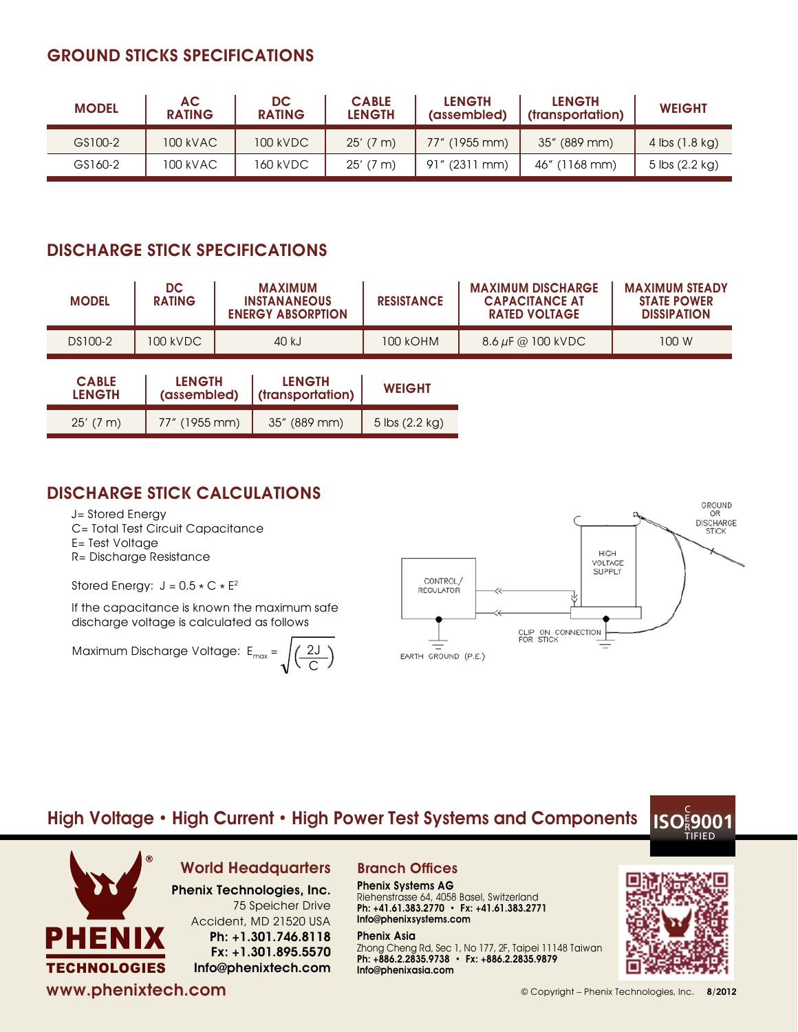## GROUND STICKS SPECIFICATIONS

| MODEL | AC RATING | DC RATING | CABLE LENGTH | LENGTH (assembled) | LENGTH (transportation) | WEIGHT |
|---|---|---|---|---|---|---|
| GS100-2 | 100 kVAC | 100 kVDC | 25′ (7 m) | 77″ (1955 mm) | 35″ (889 mm) | 4 lbs (1.8 kg) |
| GS160-2 | 100 kVAC | 160 kVDC | 25′ (7 m) | 91″ (2311 mm) | 46″ (1168 mm) | 5 lbs (2.2 kg) |

## DISCHARGE STICK SPECIFICATIONS

| MODEL | DC RATING | MAXIMUM INSTANANEOUS ENERGY ABSORPTION | RESISTANCE | MAXIMUM DISCHARGE CAPACITANCE AT RATED VOLTAGE | MAXIMUM STEADY STATE POWER DISSIPATION |
|---|---|---|---|---|---|
| DS100-2 | 100 kVDC | 40 kJ | 100 kOHM | 8.6 $\mu$F @ 100 kVDC | 100 W |

| CABLE LENGTH | LENGTH (assembled) | LENGTH (transportation) | WEIGHT |
|---|---|---|---|
| 25′ (7 m) | 77″ (1955 mm) | 35″ (889 mm) | 5 lbs (2.2 kg) |

## DISCHARGE STICK CALCULATIONS

J= Stored Energy
C= Total Test Circuit Capacitance
E= Test Voltage
R= Discharge Resistance

Stored Energy: $J = 0.5 * C * E^2$

If the capacitance is known the maximum safe discharge voltage is calculated as follows

Maximum Discharge Voltage: $E_{max} = \sqrt{\left(\frac{2J}{C}\right)}$

GROUND OR DISCHARGE STICK

HIGH VOLTAGE SUPPLY

CONTROL/ REGULATOR

CLIP ON CONNECTION FOR STICK

EARTH GROUND (P.E.)

High Voltage • High Current • High Power Test Systems and Components

ISO 9001 CERTIFIED

PHENIX TECHNOLOGIES

**World Headquarters**

**Phenix Technologies, Inc.**
75 Speicher Drive
Accident, MD 21520 USA
**Ph: +1.301.746.8118**
**Fx: +1.301.895.5570**
**Info@phenixtech.com**

**Branch Offices**

**Phenix Systems AG**
Riehenstrasse 64, 4058 Basel, Switzerland
**Ph: +41.61.383.2770 • Fx: +41.61.383.2771**
**Info@phenixsystems.com**

**Phenix Asia**
Zhong Cheng Rd, Sec 1, No 177, 2F, Taipei 11148 Taiwan
**Ph: +886.2.2835.9738 • Fx: +886.2.2835.9879**
**Info@phenixasia.com**

**www.phenixtech.com**

© Copyright – Phenix Technologies, Inc. **8/2012**